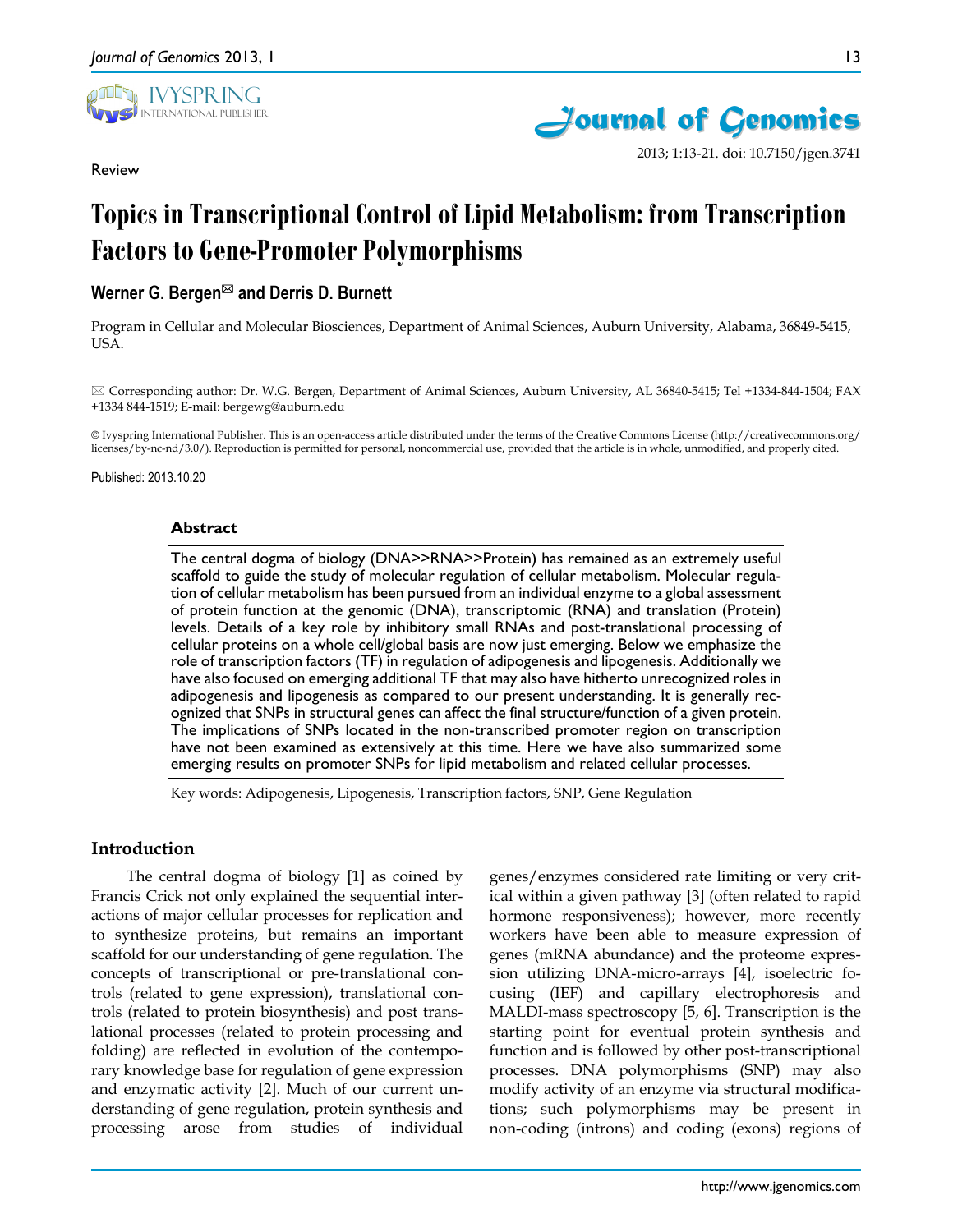Review

# Topics in Transcriptional Control of Lipid Metabolism: from Transcription Factors to Gene-Promoter Polymorphisms

**Werner G. Bergen✉ and Derris D. Burnett**

Program in Cellular and Molecular Biosciences, Department of Animal Sciences, Auburn University, Alabama, 36849-5415, USA.

✉ Corresponding author: Dr. W.G. Bergen, Department of Animal Sciences, Auburn University, AL 36840-5415; Tel +1334-844-1504; FAX +1334 844-1519; E-mail: bergewg@auburn.edu

© Ivyspring International Publisher. This is an open-access article distributed under the terms of the Creative Commons License (http://creativecommons.org/licenses/by-nc-nd/3.0/). Reproduction is permitted for personal, noncommercial use, provided that the article is in whole, unmodified, and properly cited.

Published: 2013.10.20

## Abstract

The central dogma of biology (DNA>>RNA>>Protein) has remained as an extremely useful scaffold to guide the study of molecular regulation of cellular metabolism. Molecular regulation of cellular metabolism has been pursued from an individual enzyme to a global assessment of protein function at the genomic (DNA), transcriptomic (RNA) and translation (Protein) levels. Details of a key role by inhibitory small RNAs and post-translational processing of cellular proteins on a whole cell/global basis are now just emerging. Below we emphasize the role of transcription factors (TF) in regulation of adipogenesis and lipogenesis. Additionally we have also focused on emerging additional TF that may also have hitherto unrecognized roles in adipogenesis and lipogenesis as compared to our present understanding. It is generally recognized that SNPs in structural genes can affect the final structure/function of a given protein. The implications of SNPs located in the non-transcribed promoter region on transcription have not been examined as extensively at this time. Here we have also summarized some emerging results on promoter SNPs for lipid metabolism and related cellular processes.

Key words: Adipogenesis, Lipogenesis, Transcription factors, SNP, Gene Regulation

## Introduction

The central dogma of biology [1] as coined by Francis Crick not only explained the sequential interactions of major cellular processes for replication and to synthesize proteins, but remains an important scaffold for our understanding of gene regulation. The concepts of transcriptional or pre-translational controls (related to gene expression), translational controls (related to protein biosynthesis) and post translational processes (related to protein processing and folding) are reflected in evolution of the contemporary knowledge base for regulation of gene expression and enzymatic activity [2]. Much of our current understanding of gene regulation, protein synthesis and processing arose from studies of individual genes/enzymes considered rate limiting or very critical within a given pathway [3] (often related to rapid hormone responsiveness); however, more recently workers have been able to measure expression of genes (mRNA abundance) and the proteome expression utilizing DNA-micro-arrays [4], isoelectric focusing (IEF) and capillary electrophoresis and MALDI-mass spectroscopy [5, 6]. Transcription is the starting point for eventual protein synthesis and function and is followed by other post-transcriptional processes. DNA polymorphisms (SNP) may also modify activity of an enzyme via structural modifications; such polymorphisms may be present in non-coding (introns) and coding (exons) regions of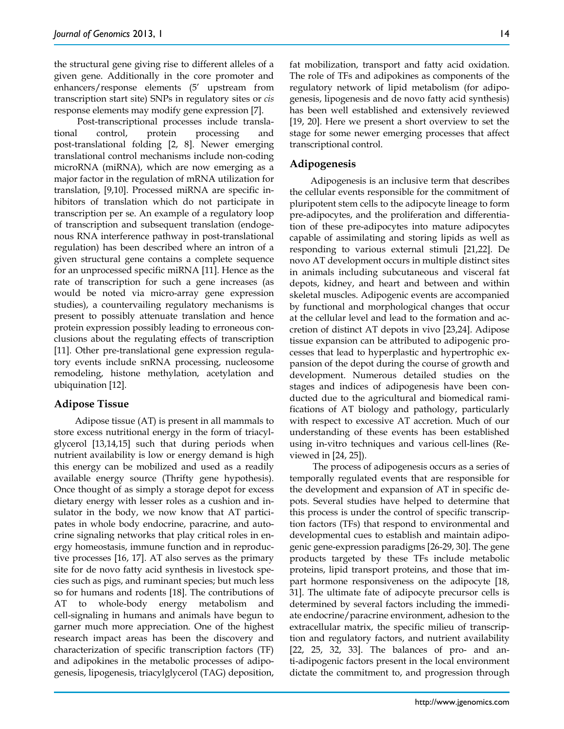the structural gene giving rise to different alleles of a given gene. Additionally in the core promoter and enhancers/response elements (5′ upstream from transcription start site) SNPs in regulatory sites or *cis* response elements may modify gene expression [7].

Post-transcriptional processes include translational control, protein processing and post-translational folding [2, 8]. Newer emerging translational control mechanisms include non-coding microRNA (miRNA), which are now emerging as a major factor in the regulation of mRNA utilization for translation, [9,10]. Processed miRNA are specific inhibitors of translation which do not participate in transcription per se. An example of a regulatory loop of transcription and subsequent translation (endogenous RNA interference pathway in post-translational regulation) has been described where an intron of a given structural gene contains a complete sequence for an unprocessed specific miRNA [11]. Hence as the rate of transcription for such a gene increases (as would be noted via micro-array gene expression studies), a countervailing regulatory mechanisms is present to possibly attenuate translation and hence protein expression possibly leading to erroneous conclusions about the regulating effects of transcription [11]. Other pre-translational gene expression regulatory events include snRNA processing, nucleosome remodeling, histone methylation, acetylation and ubiquination [12].

## Adipose Tissue

Adipose tissue (AT) is present in all mammals to store excess nutritional energy in the form of triacylglycerol [13,14,15] such that during periods when nutrient availability is low or energy demand is high this energy can be mobilized and used as a readily available energy source (Thrifty gene hypothesis). Once thought of as simply a storage depot for excess dietary energy with lesser roles as a cushion and insulator in the body, we now know that AT participates in whole body endocrine, paracrine, and autocrine signaling networks that play critical roles in energy homeostasis, immune function and in reproductive processes [16, 17]. AT also serves as the primary site for de novo fatty acid synthesis in livestock species such as pigs, and ruminant species; but much less so for humans and rodents [18]. The contributions of AT to whole-body energy metabolism and cell-signaling in humans and animals have begun to garner much more appreciation. One of the highest research impact areas has been the discovery and characterization of specific transcription factors (TF) and adipokines in the metabolic processes of adipogenesis, lipogenesis, triacylglycerol (TAG) deposition, fat mobilization, transport and fatty acid oxidation. The role of TFs and adipokines as components of the regulatory network of lipid metabolism (for adipogenesis, lipogenesis and de novo fatty acid synthesis) has been well established and extensively reviewed [19, 20]. Here we present a short overview to set the stage for some newer emerging processes that affect transcriptional control.

## Adipogenesis

Adipogenesis is an inclusive term that describes the cellular events responsible for the commitment of pluripotent stem cells to the adipocyte lineage to form pre-adipocytes, and the proliferation and differentiation of these pre-adipocytes into mature adipocytes capable of assimilating and storing lipids as well as responding to various external stimuli [21,22]. De novo AT development occurs in multiple distinct sites in animals including subcutaneous and visceral fat depots, kidney, and heart and between and within skeletal muscles. Adipogenic events are accompanied by functional and morphological changes that occur at the cellular level and lead to the formation and accretion of distinct AT depots in vivo [23,24]. Adipose tissue expansion can be attributed to adipogenic processes that lead to hyperplastic and hypertrophic expansion of the depot during the course of growth and development. Numerous detailed studies on the stages and indices of adipogenesis have been conducted due to the agricultural and biomedical ramifications of AT biology and pathology, particularly with respect to excessive AT accretion. Much of our understanding of these events has been established using in-vitro techniques and various cell-lines (Reviewed in [24, 25]).

The process of adipogenesis occurs as a series of temporally regulated events that are responsible for the development and expansion of AT in specific depots. Several studies have helped to determine that this process is under the control of specific transcription factors (TFs) that respond to environmental and developmental cues to establish and maintain adipogenic gene-expression paradigms [26-29, 30]. The gene products targeted by these TFs include metabolic proteins, lipid transport proteins, and those that impart hormone responsiveness on the adipocyte [18, 31]. The ultimate fate of adipocyte precursor cells is determined by several factors including the immediate endocrine/paracrine environment, adhesion to the extracellular matrix, the specific milieu of transcription and regulatory factors, and nutrient availability [22, 25, 32, 33]. The balances of pro- and anti-adipogenic factors present in the local environment dictate the commitment to, and progression through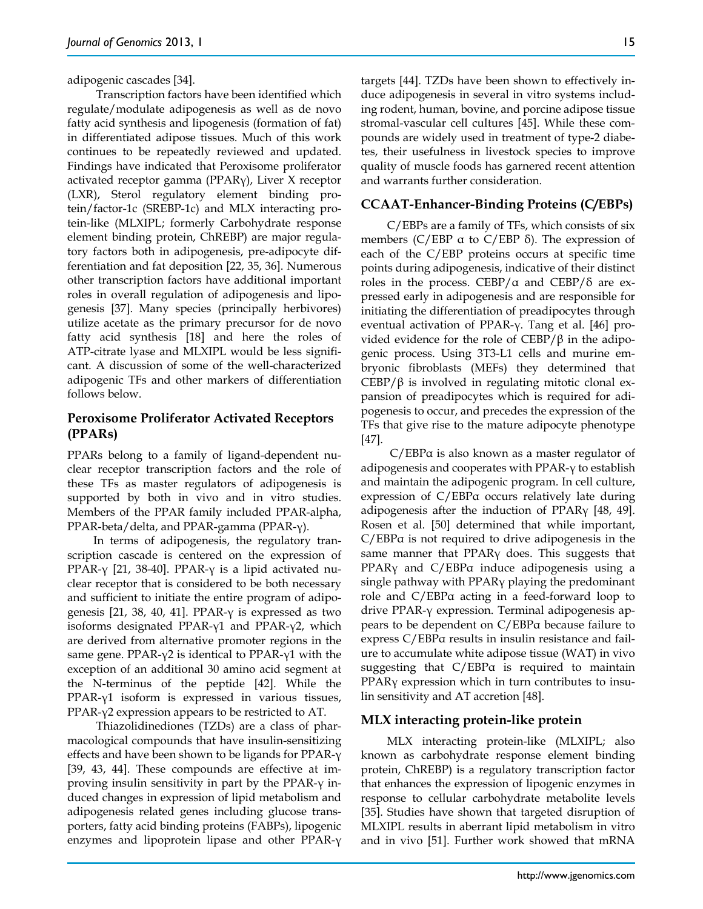adipogenic cascades [34].

Transcription factors have been identified which regulate/modulate adipogenesis as well as de novo fatty acid synthesis and lipogenesis (formation of fat) in differentiated adipose tissues. Much of this work continues to be repeatedly reviewed and updated. Findings have indicated that Peroxisome proliferator activated receptor gamma (PPARγ), Liver X receptor (LXR), Sterol regulatory element binding protein/factor-1c (SREBP-1c) and MLX interacting protein-like (MLXIPL; formerly Carbohydrate response element binding protein, ChREBP) are major regulatory factors both in adipogenesis, pre-adipocyte differentiation and fat deposition [22, 35, 36]. Numerous other transcription factors have additional important roles in overall regulation of adipogenesis and lipogenesis [37]. Many species (principally herbivores) utilize acetate as the primary precursor for de novo fatty acid synthesis [18] and here the roles of ATP-citrate lyase and MLXIPL would be less significant. A discussion of some of the well-characterized adipogenic TFs and other markers of differentiation follows below.

## Peroxisome Proliferator Activated Receptors (PPARs)

PPARs belong to a family of ligand-dependent nuclear receptor transcription factors and the role of these TFs as master regulators of adipogenesis is supported by both in vivo and in vitro studies. Members of the PPAR family included PPAR-alpha, PPAR-beta/delta, and PPAR-gamma (PPAR-γ).

In terms of adipogenesis, the regulatory transcription cascade is centered on the expression of PPAR-γ [21, 38-40]. PPAR-γ is a lipid activated nuclear receptor that is considered to be both necessary and sufficient to initiate the entire program of adipogenesis [21, 38, 40, 41]. PPAR-γ is expressed as two isoforms designated PPAR-γ1 and PPAR-γ2, which are derived from alternative promoter regions in the same gene. PPAR-γ2 is identical to PPAR-γ1 with the exception of an additional 30 amino acid segment at the N-terminus of the peptide [42]. While the PPAR-γ1 isoform is expressed in various tissues, PPAR-γ2 expression appears to be restricted to AT.

Thiazolidinediones (TZDs) are a class of pharmacological compounds that have insulin-sensitizing effects and have been shown to be ligands for PPAR-γ [39, 43, 44]. These compounds are effective at improving insulin sensitivity in part by the PPAR-γ induced changes in expression of lipid metabolism and adipogenesis related genes including glucose transporters, fatty acid binding proteins (FABPs), lipogenic enzymes and lipoprotein lipase and other PPAR-γ targets [44]. TZDs have been shown to effectively induce adipogenesis in several in vitro systems including rodent, human, bovine, and porcine adipose tissue stromal-vascular cell cultures [45]. While these compounds are widely used in treatment of type-2 diabetes, their usefulness in livestock species to improve quality of muscle foods has garnered recent attention and warrants further consideration.

## CCAAT-Enhancer-Binding Proteins (C/EBPs)

C/EBPs are a family of TFs, which consists of six members (C/EBP α to C/EBP δ). The expression of each of the C/EBP proteins occurs at specific time points during adipogenesis, indicative of their distinct roles in the process. CEBP/α and CEBP/δ are expressed early in adipogenesis and are responsible for initiating the differentiation of preadipocytes through eventual activation of PPAR-γ. Tang et al. [46] provided evidence for the role of CEBP/β in the adipogenic process. Using 3T3-L1 cells and murine embryonic fibroblasts (MEFs) they determined that CEBP/β is involved in regulating mitotic clonal expansion of preadipocytes which is required for adipogenesis to occur, and precedes the expression of the TFs that give rise to the mature adipocyte phenotype [47].

C/EBPα is also known as a master regulator of adipogenesis and cooperates with PPAR-γ to establish and maintain the adipogenic program. In cell culture, expression of C/EBPα occurs relatively late during adipogenesis after the induction of PPARγ [48, 49]. Rosen et al. [50] determined that while important, C/EBPα is not required to drive adipogenesis in the same manner that PPARγ does. This suggests that PPARγ and C/EBPα induce adipogenesis using a single pathway with PPARγ playing the predominant role and C/EBPα acting in a feed-forward loop to drive PPAR-γ expression. Terminal adipogenesis appears to be dependent on C/EBPα because failure to express C/EBPα results in insulin resistance and failure to accumulate white adipose tissue (WAT) in vivo suggesting that C/EBPα is required to maintain PPARγ expression which in turn contributes to insulin sensitivity and AT accretion [48].

## MLX interacting protein-like protein

MLX interacting protein-like (MLXIPL; also known as carbohydrate response element binding protein, ChREBP) is a regulatory transcription factor that enhances the expression of lipogenic enzymes in response to cellular carbohydrate metabolite levels [35]. Studies have shown that targeted disruption of MLXIPL results in aberrant lipid metabolism in vitro and in vivo [51]. Further work showed that mRNA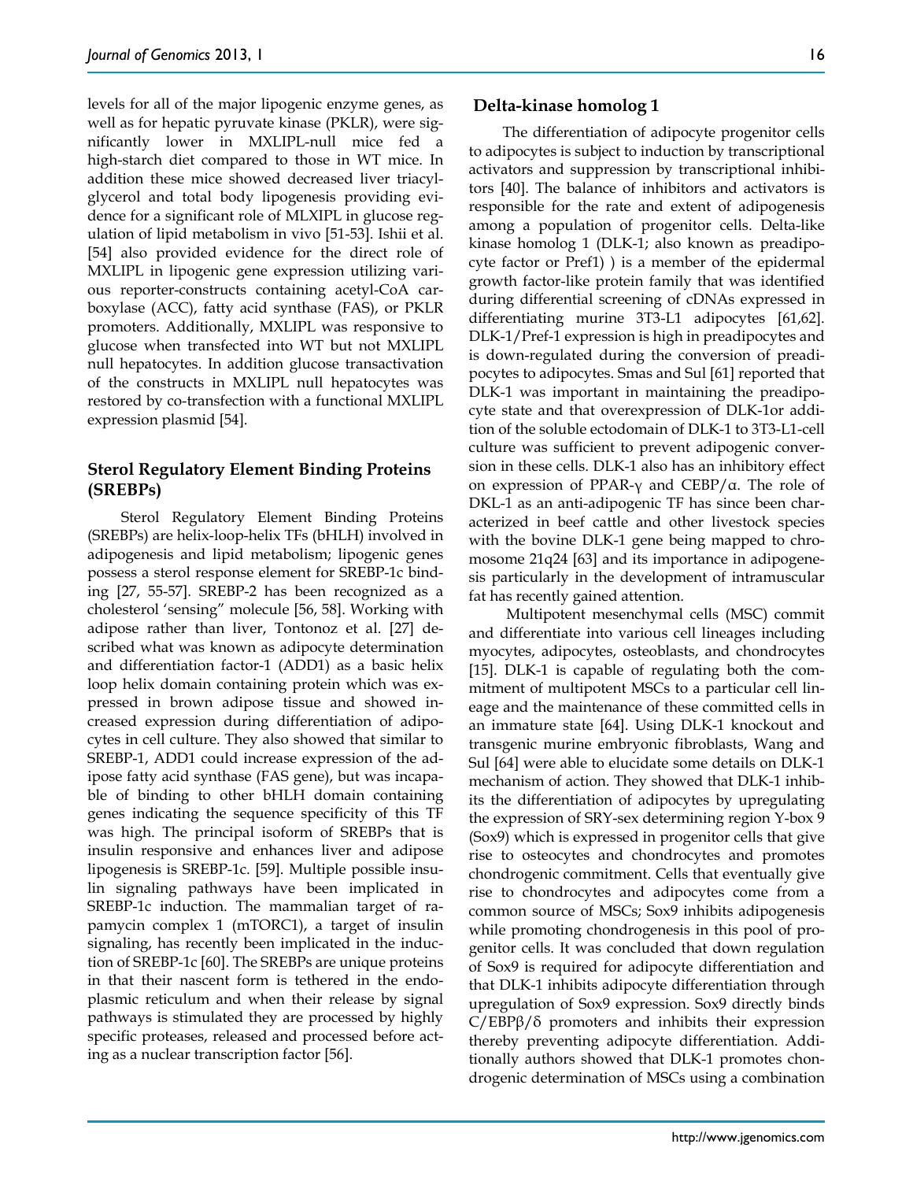levels for all of the major lipogenic enzyme genes, as well as for hepatic pyruvate kinase (PKLR), were significantly lower in MXLIPL-null mice fed a high-starch diet compared to those in WT mice. In addition these mice showed decreased liver triacylglycerol and total body lipogenesis providing evidence for a significant role of MLXIPL in glucose regulation of lipid metabolism in vivo [51-53]. Ishii et al. [54] also provided evidence for the direct role of MXLIPL in lipogenic gene expression utilizing various reporter-constructs containing acetyl-CoA carboxylase (ACC), fatty acid synthase (FAS), or PKLR promoters. Additionally, MXLIPL was responsive to glucose when transfected into WT but not MXLIPL null hepatocytes. In addition glucose transactivation of the constructs in MXLIPL null hepatocytes was restored by co-transfection with a functional MXLIPL expression plasmid [54].

## Sterol Regulatory Element Binding Proteins (SREBPs)

Sterol Regulatory Element Binding Proteins (SREBPs) are helix-loop-helix TFs (bHLH) involved in adipogenesis and lipid metabolism; lipogenic genes possess a sterol response element for SREBP-1c binding [27, 55-57]. SREBP-2 has been recognized as a cholesterol 'sensing" molecule [56, 58]. Working with adipose rather than liver, Tontonoz et al. [27] described what was known as adipocyte determination and differentiation factor-1 (ADD1) as a basic helix loop helix domain containing protein which was expressed in brown adipose tissue and showed increased expression during differentiation of adipocytes in cell culture. They also showed that similar to SREBP-1, ADD1 could increase expression of the adipose fatty acid synthase (FAS gene), but was incapable of binding to other bHLH domain containing genes indicating the sequence specificity of this TF was high. The principal isoform of SREBPs that is insulin responsive and enhances liver and adipose lipogenesis is SREBP-1c. [59]. Multiple possible insulin signaling pathways have been implicated in SREBP-1c induction. The mammalian target of rapamycin complex 1 (mTORC1), a target of insulin signaling, has recently been implicated in the induction of SREBP-1c [60]. The SREBPs are unique proteins in that their nascent form is tethered in the endoplasmic reticulum and when their release by signal pathways is stimulated they are processed by highly specific proteases, released and processed before acting as a nuclear transcription factor [56].

## Delta-kinase homolog 1

The differentiation of adipocyte progenitor cells to adipocytes is subject to induction by transcriptional activators and suppression by transcriptional inhibitors [40]. The balance of inhibitors and activators is responsible for the rate and extent of adipogenesis among a population of progenitor cells. Delta-like kinase homolog 1 (DLK-1; also known as preadipocyte factor or Pref1) ) is a member of the epidermal growth factor-like protein family that was identified during differential screening of cDNAs expressed in differentiating murine 3T3-L1 adipocytes [61,62]. DLK-1/Pref-1 expression is high in preadipocytes and is down-regulated during the conversion of preadipocytes to adipocytes. Smas and Sul [61] reported that DLK-1 was important in maintaining the preadipocyte state and that overexpression of DLK-1or addition of the soluble ectodomain of DLK-1 to 3T3-L1-cell culture was sufficient to prevent adipogenic conversion in these cells. DLK-1 also has an inhibitory effect on expression of PPAR-γ and CEBP/α. The role of DKL-1 as an anti-adipogenic TF has since been characterized in beef cattle and other livestock species with the bovine DLK-1 gene being mapped to chromosome 21q24 [63] and its importance in adipogenesis particularly in the development of intramuscular fat has recently gained attention.

Multipotent mesenchymal cells (MSC) commit and differentiate into various cell lineages including myocytes, adipocytes, osteoblasts, and chondrocytes [15]. DLK-1 is capable of regulating both the commitment of multipotent MSCs to a particular cell lineage and the maintenance of these committed cells in an immature state [64]. Using DLK-1 knockout and transgenic murine embryonic fibroblasts, Wang and Sul [64] were able to elucidate some details on DLK-1 mechanism of action. They showed that DLK-1 inhibits the differentiation of adipocytes by upregulating the expression of SRY-sex determining region Y-box 9 (Sox9) which is expressed in progenitor cells that give rise to osteocytes and chondrocytes and promotes chondrogenic commitment. Cells that eventually give rise to chondrocytes and adipocytes come from a common source of MSCs; Sox9 inhibits adipogenesis while promoting chondrogenesis in this pool of progenitor cells. It was concluded that down regulation of Sox9 is required for adipocyte differentiation and that DLK-1 inhibits adipocyte differentiation through upregulation of Sox9 expression. Sox9 directly binds C/EBPβ/δ promoters and inhibits their expression thereby preventing adipocyte differentiation. Additionally authors showed that DLK-1 promotes chondrogenic determination of MSCs using a combination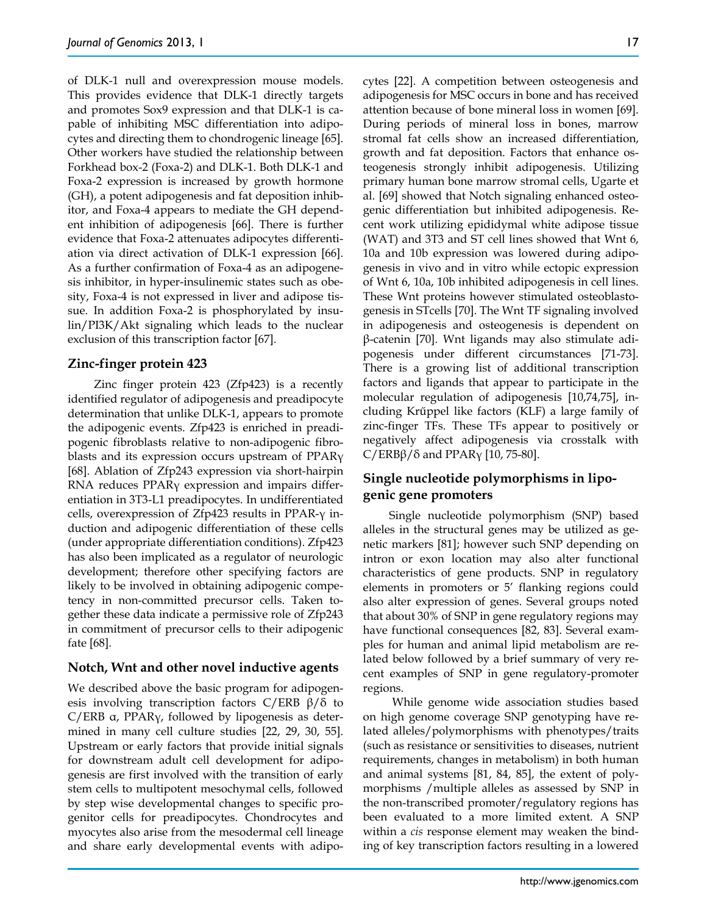of DLK-1 null and overexpression mouse models. This provides evidence that DLK-1 directly targets and promotes Sox9 expression and that DLK-1 is capable of inhibiting MSC differentiation into adipocytes and directing them to chondrogenic lineage [65]. Other workers have studied the relationship between Forkhead box-2 (Foxa-2) and DLK-1. Both DLK-1 and Foxa-2 expression is increased by growth hormone (GH), a potent adipogenesis and fat deposition inhibitor, and Foxa-4 appears to mediate the GH dependent inhibition of adipogenesis [66]. There is further evidence that Foxa-2 attenuates adipocytes differentiation via direct activation of DLK-1 expression [66]. As a further confirmation of Foxa-4 as an adipogenesis inhibitor, in hyper-insulinemic states such as obesity, Foxa-4 is not expressed in liver and adipose tissue. In addition Foxa-2 is phosphorylated by insulin/PI3K/Akt signaling which leads to the nuclear exclusion of this transcription factor [67].

## Zinc-finger protein 423

Zinc finger protein 423 (Zfp423) is a recently identified regulator of adipogenesis and preadipocyte determination that unlike DLK-1, appears to promote the adipogenic events. Zfp423 is enriched in preadipogenic fibroblasts relative to non-adipogenic fibroblasts and its expression occurs upstream of PPARγ [68]. Ablation of Zfp243 expression via short-hairpin RNA reduces PPARγ expression and impairs differentiation in 3T3-L1 preadipocytes. In undifferentiated cells, overexpression of Zfp423 results in PPAR-γ induction and adipogenic differentiation of these cells (under appropriate differentiation conditions). Zfp423 has also been implicated as a regulator of neurologic development; therefore other specifying factors are likely to be involved in obtaining adipogenic competency in non-committed precursor cells. Taken together these data indicate a permissive role of Zfp243 in commitment of precursor cells to their adipogenic fate [68].

## Notch, Wnt and other novel inductive agents

We described above the basic program for adipogenesis involving transcription factors C/ERB β/δ to C/ERB α, PPARγ, followed by lipogenesis as determined in many cell culture studies [22, 29, 30, 55]. Upstream or early factors that provide initial signals for downstream adult cell development for adipogenesis are first involved with the transition of early stem cells to multipotent mesochymal cells, followed by step wise developmental changes to specific progenitor cells for preadipocytes. Chondrocytes and myocytes also arise from the mesodermal cell lineage and share early developmental events with adipocytes [22]. A competition between osteogenesis and adipogenesis for MSC occurs in bone and has received attention because of bone mineral loss in women [69]. During periods of mineral loss in bones, marrow stromal fat cells show an increased differentiation, growth and fat deposition. Factors that enhance osteogenesis strongly inhibit adipogenesis. Utilizing primary human bone marrow stromal cells, Ugarte et al. [69] showed that Notch signaling enhanced osteogenic differentiation but inhibited adipogenesis. Recent work utilizing epididymal white adipose tissue (WAT) and 3T3 and ST cell lines showed that Wnt 6, 10a and 10b expression was lowered during adipogenesis in vivo and in vitro while ectopic expression of Wnt 6, 10a, 10b inhibited adipogenesis in cell lines. These Wnt proteins however stimulated osteoblastogenesis in STcells [70]. The Wnt TF signaling involved in adipogenesis and osteogenesis is dependent on β-catenin [70]. Wnt ligands may also stimulate adipogenesis under different circumstances [71-73]. There is a growing list of additional transcription factors and ligands that appear to participate in the molecular regulation of adipogenesis [10,74,75], including Krűppel like factors (KLF) a large family of zinc-finger TFs. These TFs appear to positively or negatively affect adipogenesis via crosstalk with C/ERBβ/δ and PPARγ [10, 75-80].

## Single nucleotide polymorphisms in lipogenic gene promoters

Single nucleotide polymorphism (SNP) based alleles in the structural genes may be utilized as genetic markers [81]; however such SNP depending on intron or exon location may also alter functional characteristics of gene products. SNP in regulatory elements in promoters or 5′ flanking regions could also alter expression of genes. Several groups noted that about 30% of SNP in gene regulatory regions may have functional consequences [82, 83]. Several examples for human and animal lipid metabolism are related below followed by a brief summary of very recent examples of SNP in gene regulatory-promoter regions.

While genome wide association studies based on high genome coverage SNP genotyping have related alleles/polymorphisms with phenotypes/traits (such as resistance or sensitivities to diseases, nutrient requirements, changes in metabolism) in both human and animal systems [81, 84, 85], the extent of polymorphisms /multiple alleles as assessed by SNP in the non-transcribed promoter/regulatory regions has been evaluated to a more limited extent. A SNP within a *cis* response element may weaken the binding of key transcription factors resulting in a lowered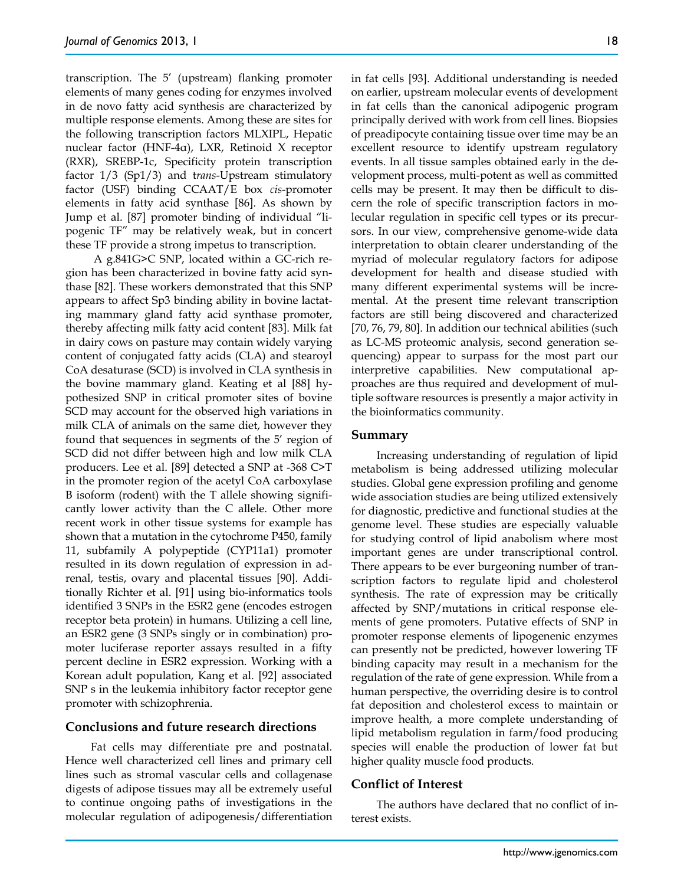transcription. The 5′ (upstream) flanking promoter elements of many genes coding for enzymes involved in de novo fatty acid synthesis are characterized by multiple response elements. Among these are sites for the following transcription factors MLXIPL, Hepatic nuclear factor (HNF-4α), LXR, Retinoid X receptor (RXR), SREBP-1c, Specificity protein transcription factor 1/3 (Sp1/3) and t*rans*-Upstream stimulatory factor (USF) binding CCAAT/E box *cis*-promoter elements in fatty acid synthase [86]. As shown by Jump et al. [87] promoter binding of individual "lipogenic TF" may be relatively weak, but in concert these TF provide a strong impetus to transcription.

A g.841G>C SNP, located within a GC-rich region has been characterized in bovine fatty acid synthase [82]. These workers demonstrated that this SNP appears to affect Sp3 binding ability in bovine lactating mammary gland fatty acid synthase promoter, thereby affecting milk fatty acid content [83]. Milk fat in dairy cows on pasture may contain widely varying content of conjugated fatty acids (CLA) and stearoyl CoA desaturase (SCD) is involved in CLA synthesis in the bovine mammary gland. Keating et al [88] hypothesized SNP in critical promoter sites of bovine SCD may account for the observed high variations in milk CLA of animals on the same diet, however they found that sequences in segments of the 5′ region of SCD did not differ between high and low milk CLA producers. Lee et al. [89] detected a SNP at -368 C>T in the promoter region of the acetyl CoA carboxylase B isoform (rodent) with the T allele showing significantly lower activity than the C allele. Other more recent work in other tissue systems for example has shown that a mutation in the cytochrome P450, family 11, subfamily A polypeptide (CYP11a1) promoter resulted in its down regulation of expression in adrenal, testis, ovary and placental tissues [90]. Additionally Richter et al. [91] using bio-informatics tools identified 3 SNPs in the ESR2 gene (encodes estrogen receptor beta protein) in humans. Utilizing a cell line, an ESR2 gene (3 SNPs singly or in combination) promoter luciferase reporter assays resulted in a fifty percent decline in ESR2 expression. Working with a Korean adult population, Kang et al. [92] associated SNP s in the leukemia inhibitory factor receptor gene promoter with schizophrenia.

## Conclusions and future research directions

Fat cells may differentiate pre and postnatal. Hence well characterized cell lines and primary cell lines such as stromal vascular cells and collagenase digests of adipose tissues may all be extremely useful to continue ongoing paths of investigations in the molecular regulation of adipogenesis/differentiation in fat cells [93]. Additional understanding is needed on earlier, upstream molecular events of development in fat cells than the canonical adipogenic program principally derived with work from cell lines. Biopsies of preadipocyte containing tissue over time may be an excellent resource to identify upstream regulatory events. In all tissue samples obtained early in the development process, multi-potent as well as committed cells may be present. It may then be difficult to discern the role of specific transcription factors in molecular regulation in specific cell types or its precursors. In our view, comprehensive genome-wide data interpretation to obtain clearer understanding of the myriad of molecular regulatory factors for adipose development for health and disease studied with many different experimental systems will be incremental. At the present time relevant transcription factors are still being discovered and characterized [70, 76, 79, 80]. In addition our technical abilities (such as LC-MS proteomic analysis, second generation sequencing) appear to surpass for the most part our interpretive capabilities. New computational approaches are thus required and development of multiple software resources is presently a major activity in the bioinformatics community.

## Summary

Increasing understanding of regulation of lipid metabolism is being addressed utilizing molecular studies. Global gene expression profiling and genome wide association studies are being utilized extensively for diagnostic, predictive and functional studies at the genome level. These studies are especially valuable for studying control of lipid anabolism where most important genes are under transcriptional control. There appears to be ever burgeoning number of transcription factors to regulate lipid and cholesterol synthesis. The rate of expression may be critically affected by SNP/mutations in critical response elements of gene promoters. Putative effects of SNP in promoter response elements of lipogenic enzymes can presently not be predicted, however lowering TF binding capacity may result in a mechanism for the regulation of the rate of gene expression. While from a human perspective, the overriding desire is to control fat deposition and cholesterol excess to maintain or improve health, a more complete understanding of lipid metabolism regulation in farm/food producing species will enable the production of lower fat but higher quality muscle food products.

## Conflict of Interest

The authors have declared that no conflict of interest exists.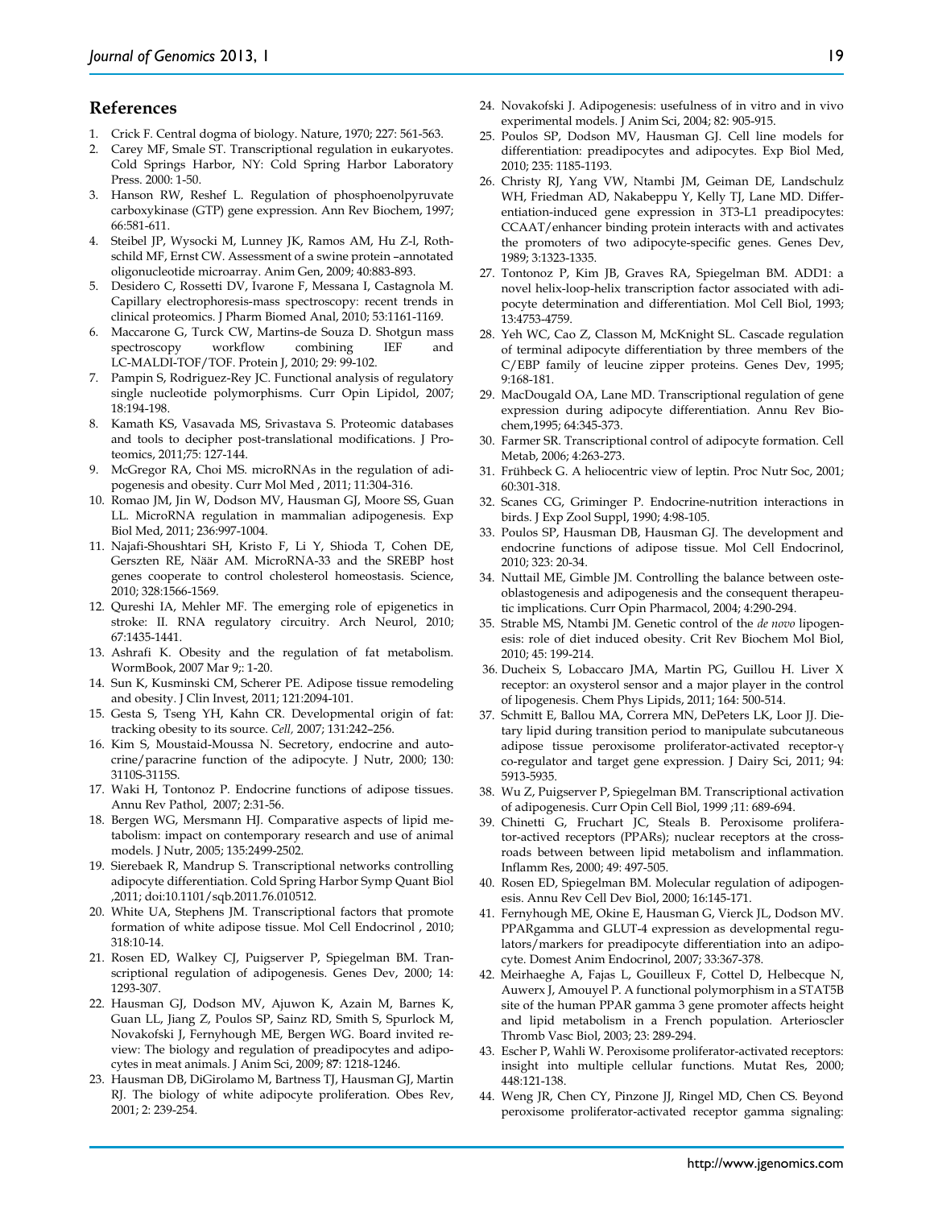## References

1. Crick F. Central dogma of biology. Nature, 1970; 227: 561-563.
2. Carey MF, Smale ST. Transcriptional regulation in eukaryotes. Cold Springs Harbor, NY: Cold Spring Harbor Laboratory Press. 2000: 1-50.
3. Hanson RW, Reshef L. Regulation of phosphoenolpyruvate carboxykinase (GTP) gene expression. Ann Rev Biochem, 1997; 66:581-611.
4. Steibel JP, Wysocki M, Lunney JK, Ramos AM, Hu Z-l, Rothschild MF, Ernst CW. Assessment of a swine protein –annotated oligonucleotide microarray. Anim Gen, 2009; 40:883-893.
5. Desidero C, Rossetti DV, Ivarone F, Messana I, Castagnola M. Capillary electrophoresis-mass spectroscopy: recent trends in clinical proteomics. J Pharm Biomed Anal, 2010; 53:1161-1169.
6. Maccarone G, Turck CW, Martins-de Souza D. Shotgun mass spectroscopy workflow combining IEF and LC-MALDI-TOF/TOF. Protein J, 2010; 29: 99-102.
7. Pampin S, Rodriguez-Rey JC. Functional analysis of regulatory single nucleotide polymorphisms. Curr Opin Lipidol, 2007; 18:194-198.
8. Kamath KS, Vasavada MS, Srivastava S. Proteomic databases and tools to decipher post-translational modifications. J Proteomics, 2011;75: 127-144.
9. McGregor RA, Choi MS. microRNAs in the regulation of adipogenesis and obesity. Curr Mol Med , 2011; 11:304-316.
10. Romao JM, Jin W, Dodson MV, Hausman GJ, Moore SS, Guan LL. MicroRNA regulation in mammalian adipogenesis. Exp Biol Med, 2011; 236:997-1004.
11. Najafi-Shoushtari SH, Kristo F, Li Y, Shioda T, Cohen DE, Gerszten RE, Näär AM. MicroRNA-33 and the SREBP host genes cooperate to control cholesterol homeostasis. Science, 2010; 328:1566-1569.
12. Qureshi IA, Mehler MF. The emerging role of epigenetics in stroke: II. RNA regulatory circuitry. Arch Neurol, 2010; 67:1435-1441.
13. Ashrafi K. Obesity and the regulation of fat metabolism. WormBook, 2007 Mar 9;: 1-20.
14. Sun K, Kusminski CM, Scherer PE. Adipose tissue remodeling and obesity. J Clin Invest, 2011; 121:2094-101.
15. Gesta S, Tseng YH, Kahn CR. Developmental origin of fat: tracking obesity to its source. *Cell,* 2007; 131:242–256.
16. Kim S, Moustaid-Moussa N. Secretory, endocrine and autocrine/paracrine function of the adipocyte. J Nutr, 2000; 130: 3110S-3115S.
17. Waki H, Tontonoz P. Endocrine functions of adipose tissues. Annu Rev Pathol, 2007; 2:31-56.
18. Bergen WG, Mersmann HJ. Comparative aspects of lipid metabolism: impact on contemporary research and use of animal models. J Nutr, 2005; 135:2499-2502.
19. Sierebaek R, Mandrup S. Transcriptional networks controlling adipocyte differentiation. Cold Spring Harbor Symp Quant Biol ,2011; doi:10.1101/sqb.2011.76.010512.
20. White UA, Stephens JM. Transcriptional factors that promote formation of white adipose tissue. Mol Cell Endocrinol , 2010; 318:10-14.
21. Rosen ED, Walkey CJ, Puigserver P, Spiegelman BM. Transcriptional regulation of adipogenesis. Genes Dev, 2000; 14: 1293-307.
22. Hausman GJ, Dodson MV, Ajuwon K, Azain M, Barnes K, Guan LL, Jiang Z, Poulos SP, Sainz RD, Smith S, Spurlock M, Novakofski J, Fernyhough ME, Bergen WG. Board invited review: The biology and regulation of preadipocytes and adipocytes in meat animals. J Anim Sci, 2009; 87: 1218-1246.
23. Hausman DB, DiGirolamo M, Bartness TJ, Hausman GJ, Martin RJ. The biology of white adipocyte proliferation. Obes Rev, 2001; 2: 239-254.
24. Novakofski J. Adipogenesis: usefulness of in vitro and in vivo experimental models. J Anim Sci, 2004; 82: 905-915.
25. Poulos SP, Dodson MV, Hausman GJ. Cell line models for differentiation: preadipocytes and adipocytes. Exp Biol Med, 2010; 235: 1185-1193.
26. Christy RJ, Yang VW, Ntambi JM, Geiman DE, Landschulz WH, Friedman AD, Nakabeppu Y, Kelly TJ, Lane MD. Differentiation-induced gene expression in 3T3-L1 preadipocytes: CCAAT/enhancer binding protein interacts with and activates the promoters of two adipocyte-specific genes. Genes Dev, 1989; 3:1323-1335.
27. Tontonoz P, Kim JB, Graves RA, Spiegelman BM. ADD1: a novel helix-loop-helix transcription factor associated with adipocyte determination and differentiation. Mol Cell Biol, 1993; 13:4753-4759.
28. Yeh WC, Cao Z, Classon M, McKnight SL. Cascade regulation of terminal adipocyte differentiation by three members of the C/EBP family of leucine zipper proteins. Genes Dev, 1995; 9:168-181.
29. MacDougald OA, Lane MD. Transcriptional regulation of gene expression during adipocyte differentiation. Annu Rev Biochem,1995; 64:345-373.
30. Farmer SR. Transcriptional control of adipocyte formation. Cell Metab, 2006; 4:263-273.
31. Frühbeck G. A heliocentric view of leptin. Proc Nutr Soc, 2001; 60:301-318.
32. Scanes CG, Griminger P. Endocrine-nutrition interactions in birds. J Exp Zool Suppl, 1990; 4:98-105.
33. Poulos SP, Hausman DB, Hausman GJ. The development and endocrine functions of adipose tissue. Mol Cell Endocrinol, 2010; 323: 20-34.
34. Nuttail ME, Gimble JM. Controlling the balance between osteoblastogenesis and adipogenesis and the consequent therapeutic implications. Curr Opin Pharmacol, 2004; 4:290-294.
35. Strable MS, Ntambi JM. Genetic control of the *de novo* lipogenesis: role of diet induced obesity. Crit Rev Biochem Mol Biol, 2010; 45: 199-214.
36. Ducheix S, Lobaccaro JMA, Martin PG, Guillou H. Liver X receptor: an oxysterol sensor and a major player in the control of lipogenesis. Chem Phys Lipids, 2011; 164: 500-514.
37. Schmitt E, Ballou MA, Correra MN, DePeters LK, Loor JJ. Dietary lipid during transition period to manipulate subcutaneous adipose tissue peroxisome proliferator-activated receptor-γ co-regulator and target gene expression. J Dairy Sci, 2011; 94: 5913-5935.
38. Wu Z, Puigserver P, Spiegelman BM. Transcriptional activation of adipogenesis. Curr Opin Cell Biol, 1999 ;11: 689-694.
39. Chinetti G, Fruchart JC, Steals B. Peroxisome proliferator-actived receptors (PPARs); nuclear receptors at the crossroads between between lipid metabolism and inflammation. Inflamm Res, 2000; 49: 497-505.
40. Rosen ED, Spiegelman BM. Molecular regulation of adipogenesis. Annu Rev Cell Dev Biol, 2000; 16:145-171.
41. Fernyhough ME, Okine E, Hausman G, Vierck JL, Dodson MV. PPARgamma and GLUT-4 expression as developmental regulators/markers for preadipocyte differentiation into an adipocyte. Domest Anim Endocrinol, 2007; 33:367-378.
42. Meirhaeghe A, Fajas L, Gouilleux F, Cottel D, Helbecque N, Auwerx J, Amouyel P. A functional polymorphism in a STAT5B site of the human PPAR gamma 3 gene promoter affects height and lipid metabolism in a French population. Arterioscler Thromb Vasc Biol, 2003; 23: 289-294.
43. Escher P, Wahli W. Peroxisome proliferator-activated receptors: insight into multiple cellular functions. Mutat Res, 2000; 448:121-138.
44. Weng JR, Chen CY, Pinzone JJ, Ringel MD, Chen CS. Beyond peroxisome proliferator-activated receptor gamma signaling: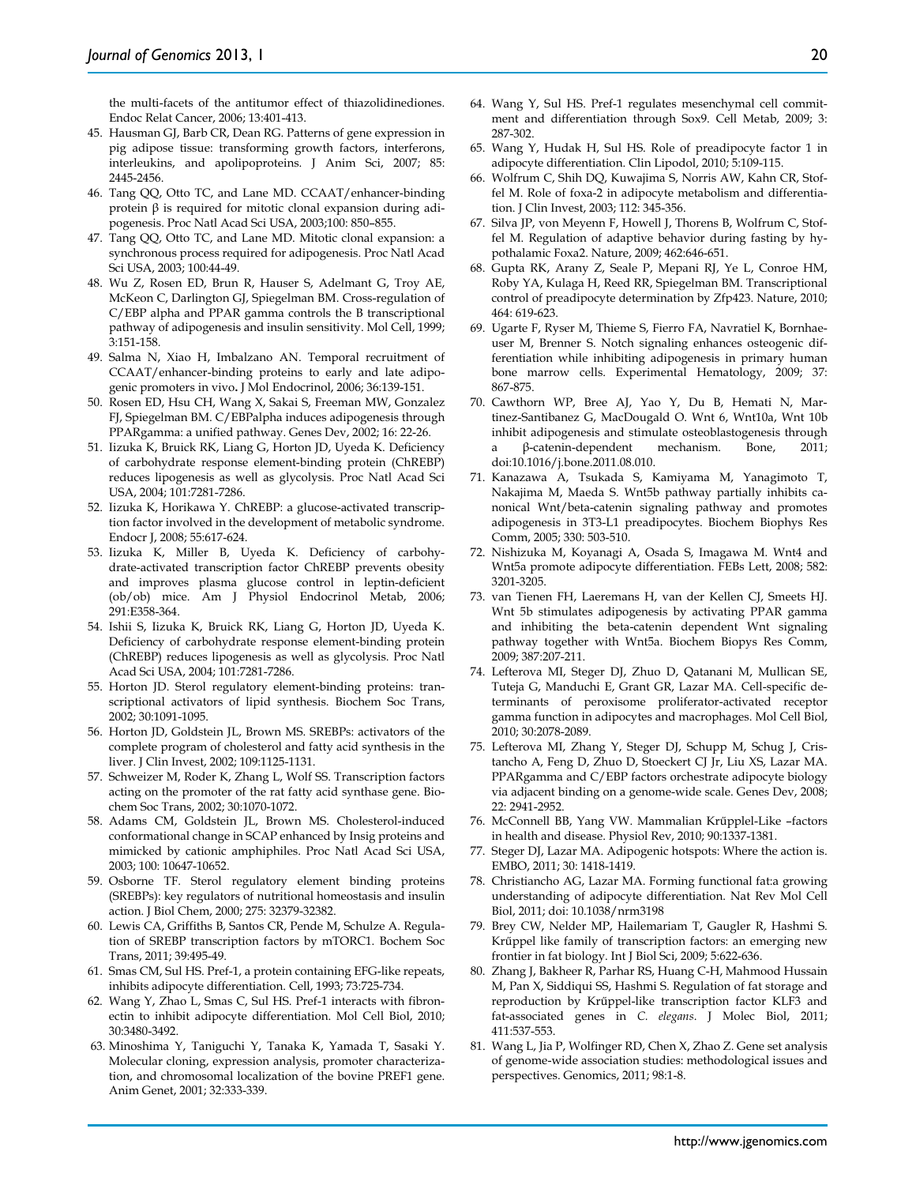the multi-facets of the antitumor effect of thiazolidinediones. Endoc Relat Cancer, 2006; 13:401-413.

45. Hausman GJ, Barb CR, Dean RG. Patterns of gene expression in pig adipose tissue: transforming growth factors, interferons, interleukins, and apolipoproteins. J Anim Sci, 2007; 85: 2445-2456.
46. Tang QQ, Otto TC, and Lane MD. CCAAT/enhancer-binding protein β is required for mitotic clonal expansion during adipogenesis. Proc Natl Acad Sci USA, 2003;100: 850–855.
47. Tang QQ, Otto TC, and Lane MD. Mitotic clonal expansion: a synchronous process required for adipogenesis. Proc Natl Acad Sci USA, 2003; 100:44-49.
48. Wu Z, Rosen ED, Brun R, Hauser S, Adelmant G, Troy AE, McKeon C, Darlington GJ, Spiegelman BM. Cross-regulation of C/EBP alpha and PPAR gamma controls the B transcriptional pathway of adipogenesis and insulin sensitivity. Mol Cell, 1999; 3:151-158.
49. Salma N, Xiao H, Imbalzano AN. Temporal recruitment of CCAAT/enhancer-binding proteins to early and late adipogenic promoters in vivo**.** J Mol Endocrinol, 2006; 36:139-151.
50. Rosen ED, Hsu CH, Wang X, Sakai S, Freeman MW, Gonzalez FJ, Spiegelman BM. C/EBPalpha induces adipogenesis through PPARgamma: a unified pathway. Genes Dev, 2002; 16: 22-26.
51. Iizuka K, Bruick RK, Liang G, Horton JD, Uyeda K. Deficiency of carbohydrate response element-binding protein (ChREBP) reduces lipogenesis as well as glycolysis. Proc Natl Acad Sci USA, 2004; 101:7281-7286.
52. Iizuka K, Horikawa Y. ChREBP: a glucose-activated transcription factor involved in the development of metabolic syndrome. Endocr J, 2008; 55:617-624.
53. Iizuka K, Miller B, Uyeda K. Deficiency of carbohydrate-activated transcription factor ChREBP prevents obesity and improves plasma glucose control in leptin-deficient (ob/ob) mice. Am J Physiol Endocrinol Metab, 2006; 291:E358-364.
54. Ishii S, Iizuka K, Bruick RK, Liang G, Horton JD, Uyeda K. Deficiency of carbohydrate response element-binding protein (ChREBP) reduces lipogenesis as well as glycolysis. Proc Natl Acad Sci USA, 2004; 101:7281-7286.
55. Horton JD. Sterol regulatory element-binding proteins: transcriptional activators of lipid synthesis. Biochem Soc Trans, 2002; 30:1091-1095.
56. Horton JD, Goldstein JL, Brown MS. SREBPs: activators of the complete program of cholesterol and fatty acid synthesis in the liver. J Clin Invest, 2002; 109:1125-1131.
57. Schweizer M, Roder K, Zhang L, Wolf SS. Transcription factors acting on the promoter of the rat fatty acid synthase gene. Biochem Soc Trans, 2002; 30:1070-1072.
58. Adams CM, Goldstein JL, Brown MS. Cholesterol-induced conformational change in SCAP enhanced by Insig proteins and mimicked by cationic amphiphiles. Proc Natl Acad Sci USA, 2003; 100: 10647-10652.
59. Osborne TF. Sterol regulatory element binding proteins (SREBPs): key regulators of nutritional homeostasis and insulin action. J Biol Chem, 2000; 275: 32379-32382.
60. Lewis CA, Griffiths B, Santos CR, Pende M, Schulze A. Regulation of SREBP transcription factors by mTORC1. Bochem Soc Trans, 2011; 39:495-49.
61. Smas CM, Sul HS. Pref-1, a protein containing EFG-like repeats, inhibits adipocyte differentiation. Cell, 1993; 73:725-734.
62. Wang Y, Zhao L, Smas C, Sul HS. Pref-1 interacts with fibronectin to inhibit adipocyte differentiation. Mol Cell Biol, 2010; 30:3480-3492.
63. Minoshima Y, Taniguchi Y, Tanaka K, Yamada T, Sasaki Y. Molecular cloning, expression analysis, promoter characterization, and chromosomal localization of the bovine PREF1 gene. Anim Genet, 2001; 32:333-339.
64. Wang Y, Sul HS. Pref-1 regulates mesenchymal cell commitment and differentiation through Sox9. Cell Metab, 2009; 3: 287-302.
65. Wang Y, Hudak H, Sul HS. Role of preadipocyte factor 1 in adipocyte differentiation. Clin Lipodol, 2010; 5:109-115.
66. Wolfrum C, Shih DQ, Kuwajima S, Norris AW, Kahn CR, Stoffel M. Role of foxa-2 in adipocyte metabolism and differentiation. J Clin Invest, 2003; 112: 345-356.
67. Silva JP, von Meyenn F, Howell J, Thorens B, Wolfrum C, Stoffel M. Regulation of adaptive behavior during fasting by hypothalamic Foxa2. Nature, 2009; 462:646-651.
68. Gupta RK, Arany Z, Seale P, Mepani RJ, Ye L, Conroe HM, Roby YA, Kulaga H, Reed RR, Spiegelman BM. Transcriptional control of preadipocyte determination by Zfp423. Nature, 2010; 464: 619-623.
69. Ugarte F, Ryser M, Thieme S, Fierro FA, Navratiel K, Bornhaeuser M, Brenner S. Notch signaling enhances osteogenic differentiation while inhibiting adipogenesis in primary human bone marrow cells. Experimental Hematology, 2009; 37: 867-875.
70. Cawthorn WP, Bree AJ, Yao Y, Du B, Hemati N, Martinez-Santibanez G, MacDougald O. Wnt 6, Wnt10a, Wnt 10b inhibit adipogenesis and stimulate osteoblastogenesis through a β-catenin-dependent mechanism. Bone, 2011; doi:10.1016/j.bone.2011.08.010.
71. Kanazawa A, Tsukada S, Kamiyama M, Yanagimoto T, Nakajima M, Maeda S. Wnt5b pathway partially inhibits canonical Wnt/beta-catenin signaling pathway and promotes adipogenesis in 3T3-L1 preadipocytes. Biochem Biophys Res Comm, 2005; 330: 503-510.
72. Nishizuka M, Koyanagi A, Osada S, Imagawa M. Wnt4 and Wnt5a promote adipocyte differentiation. FEBs Lett, 2008; 582: 3201-3205.
73. van Tienen FH, Laeremans H, van der Kellen CJ, Smeets HJ. Wnt 5b stimulates adipogenesis by activating PPAR gamma and inhibiting the beta-catenin dependent Wnt signaling pathway together with Wnt5a. Biochem Biopys Res Comm, 2009; 387:207-211.
74. Lefterova MI, Steger DJ, Zhuo D, Qatanani M, Mullican SE, Tuteja G, Manduchi E, Grant GR, Lazar MA. Cell-specific determinants of peroxisome proliferator-activated receptor gamma function in adipocytes and macrophages. Mol Cell Biol, 2010; 30:2078-2089.
75. Lefterova MI, Zhang Y, Steger DJ, Schupp M, Schug J, Cristancho A, Feng D, Zhuo D, Stoeckert CJ Jr, Liu XS, Lazar MA. PPARgamma and C/EBP factors orchestrate adipocyte biology via adjacent binding on a genome-wide scale. Genes Dev, 2008; 22: 2941-2952.
76. McConnell BB, Yang VW. Mammalian Krűpplel-Like –factors in health and disease. Physiol Rev, 2010; 90:1337-1381.
77. Steger DJ, Lazar MA. Adipogenic hotspots: Where the action is. EMBO, 2011; 30: 1418-1419.
78. Christiancho AG, Lazar MA. Forming functional fat:a growing understanding of adipocyte differentiation. Nat Rev Mol Cell Biol, 2011; doi: 10.1038/nrm3198
79. Brey CW, Nelder MP, Hailemariam T, Gaugler R, Hashmi S. Krűppel like family of transcription factors: an emerging new frontier in fat biology. Int J Biol Sci, 2009; 5:622-636.
80. Zhang J, Bakheer R, Parhar RS, Huang C-H, Mahmood Hussain M, Pan X, Siddiqui SS, Hashmi S. Regulation of fat storage and reproduction by Krűppel-like transcription factor KLF3 and fat-associated genes in *C. elegans*. J Molec Biol, 2011; 411:537-553.
81. Wang L, Jia P, Wolfinger RD, Chen X, Zhao Z. Gene set analysis of genome-wide association studies: methodological issues and perspectives. Genomics, 2011; 98:1-8.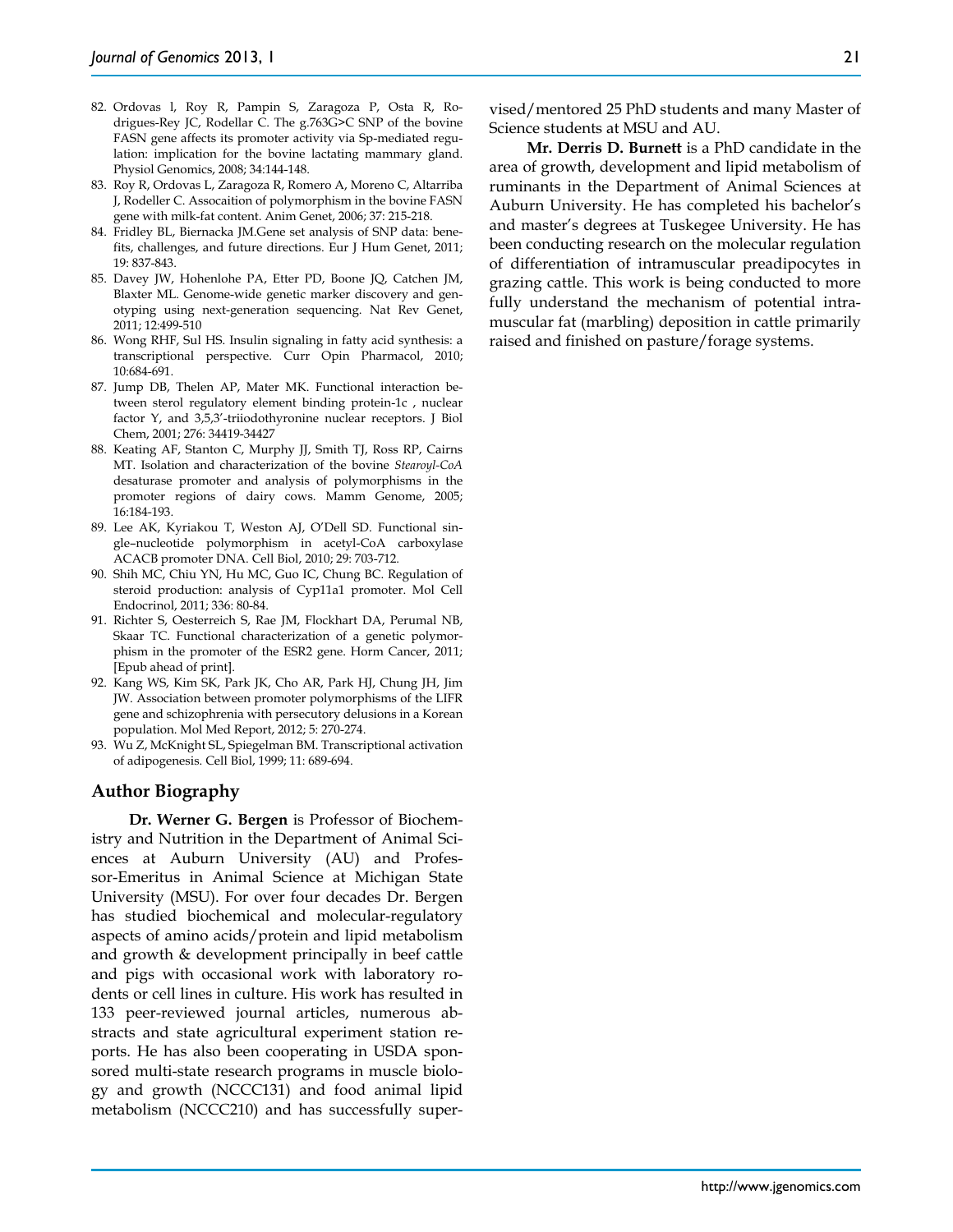82. Ordovas l, Roy R, Pampin S, Zaragoza P, Osta R, Rodrigues-Rey JC, Rodellar C. The g.763G>C SNP of the bovine FASN gene affects its promoter activity via Sp-mediated regulation: implication for the bovine lactating mammary gland. Physiol Genomics, 2008; 34:144-148.
83. Roy R, Ordovas L, Zaragoza R, Romero A, Moreno C, Altarriba J, Rodeller C. Assocaition of polymorphism in the bovine FASN gene with milk-fat content. Anim Genet, 2006; 37: 215-218.
84. Fridley BL, Biernacka JM.Gene set analysis of SNP data: benefits, challenges, and future directions. Eur J Hum Genet, 2011; 19: 837-843.
85. Davey JW, Hohenlohe PA, Etter PD, Boone JQ, Catchen JM, Blaxter ML. Genome-wide genetic marker discovery and genotyping using next-generation sequencing. Nat Rev Genet, 2011; 12:499-510
86. Wong RHF, Sul HS. Insulin signaling in fatty acid synthesis: a transcriptional perspective. Curr Opin Pharmacol, 2010; 10:684-691.
87. Jump DB, Thelen AP, Mater MK. Functional interaction between sterol regulatory element binding protein-1c , nuclear factor Y, and 3,5,3′-triiodothyronine nuclear receptors. J Biol Chem, 2001; 276: 34419-34427
88. Keating AF, Stanton C, Murphy JJ, Smith TJ, Ross RP, Cairns MT. Isolation and characterization of the bovine *Stearoyl-CoA* desaturase promoter and analysis of polymorphisms in the promoter regions of dairy cows. Mamm Genome, 2005; 16:184-193.
89. Lee AK, Kyriakou T, Weston AJ, O'Dell SD. Functional single–nucleotide polymorphism in acetyl-CoA carboxylase ACACB promoter DNA. Cell Biol, 2010; 29: 703-712.
90. Shih MC, Chiu YN, Hu MC, Guo IC, Chung BC. Regulation of steroid production: analysis of Cyp11a1 promoter. Mol Cell Endocrinol, 2011; 336: 80-84.
91. Richter S, Oesterreich S, Rae JM, Flockhart DA, Perumal NB, Skaar TC. Functional characterization of a genetic polymorphism in the promoter of the ESR2 gene. Horm Cancer, 2011; [Epub ahead of print].
92. Kang WS, Kim SK, Park JK, Cho AR, Park HJ, Chung JH, Jim JW. Association between promoter polymorphisms of the LIFR gene and schizophrenia with persecutory delusions in a Korean population. Mol Med Report, 2012; 5: 270-274.
93. Wu Z, McKnight SL, Spiegelman BM. Transcriptional activation of adipogenesis. Cell Biol, 1999; 11: 689-694.

## Author Biography

**Dr. Werner G. Bergen** is Professor of Biochemistry and Nutrition in the Department of Animal Sciences at Auburn University (AU) and Professor-Emeritus in Animal Science at Michigan State University (MSU). For over four decades Dr. Bergen has studied biochemical and molecular-regulatory aspects of amino acids/protein and lipid metabolism and growth & development principally in beef cattle and pigs with occasional work with laboratory rodents or cell lines in culture. His work has resulted in 133 peer-reviewed journal articles, numerous abstracts and state agricultural experiment station reports. He has also been cooperating in USDA sponsored multi-state research programs in muscle biology and growth (NCCC131) and food animal lipid metabolism (NCCC210) and has successfully supervised/mentored 25 PhD students and many Master of Science students at MSU and AU.

**Mr. Derris D. Burnett** is a PhD candidate in the area of growth, development and lipid metabolism of ruminants in the Department of Animal Sciences at Auburn University. He has completed his bachelor's and master's degrees at Tuskegee University. He has been conducting research on the molecular regulation of differentiation of intramuscular preadipocytes in grazing cattle. This work is being conducted to more fully understand the mechanism of potential intramuscular fat (marbling) deposition in cattle primarily raised and finished on pasture/forage systems.